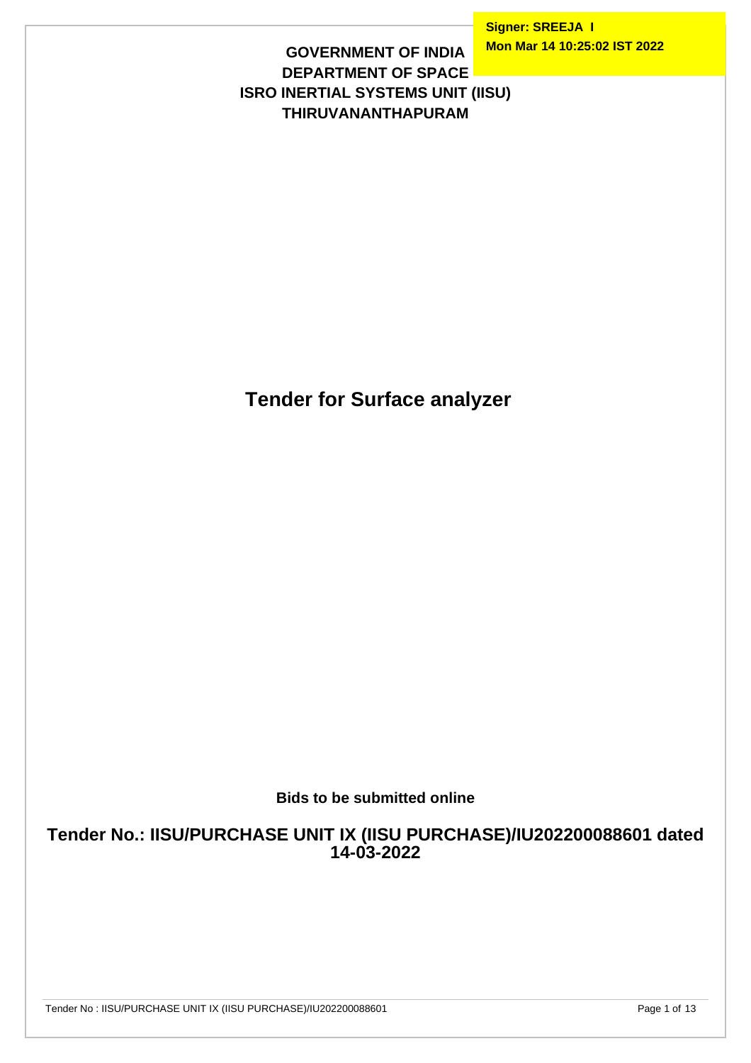Signer: SREEJA I
Mon Mar 14 10:25:02 IST 2022

**GOVERNMENT OF INDIA**
**DEPARTMENT OF SPACE**
**ISRO INERTIAL SYSTEMS UNIT (IISU)**
**THIRUVANANTHAPURAM**

# Tender for Surface analyzer

**Bids to be submitted online**

## Tender No.: IISU/PURCHASE UNIT IX (IISU PURCHASE)/IU202200088601 dated 14-03-2022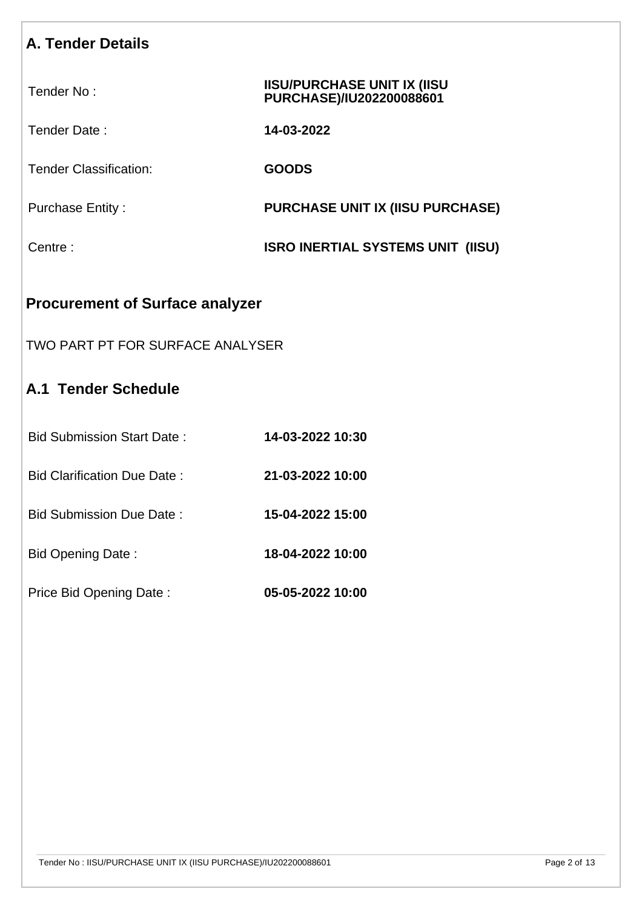## A. Tender Details

| | |
|---|---|
| Tender No : | **IISU/PURCHASE UNIT IX (IISU PURCHASE)/IU202200088601** |
| Tender Date : | **14-03-2022** |
| Tender Classification: | **GOODS** |
| Purchase Entity : | **PURCHASE UNIT IX (IISU PURCHASE)** |
| Centre : | **ISRO INERTIAL SYSTEMS UNIT (IISU)** |

## Procurement of Surface analyzer

TWO PART PT FOR SURFACE ANALYSER

## A.1 Tender Schedule

| | |
|---|---|
| Bid Submission Start Date : | **14-03-2022 10:30** |
| Bid Clarification Due Date : | **21-03-2022 10:00** |
| Bid Submission Due Date : | **15-04-2022 15:00** |
| Bid Opening Date : | **18-04-2022 10:00** |
| Price Bid Opening Date : | **05-05-2022 10:00** |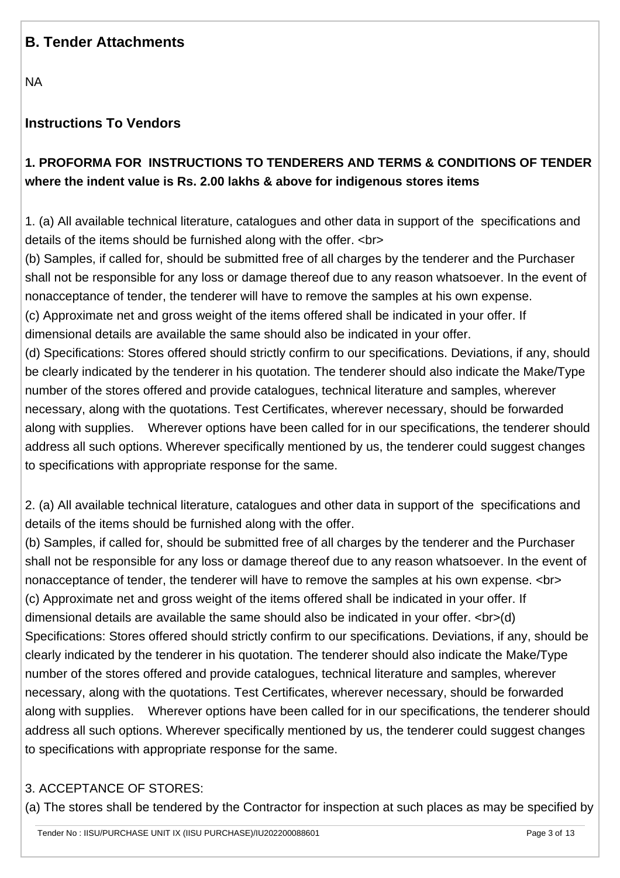## B. Tender Attachments

NA

### Instructions To Vendors

**1. PROFORMA FOR INSTRUCTIONS TO TENDERERS AND TERMS & CONDITIONS OF TENDER where the indent value is Rs. 2.00 lakhs & above for indigenous stores items**

1. (a) All available technical literature, catalogues and other data in support of the specifications and details of the items should be furnished along with the offer. <br>
(b) Samples, if called for, should be submitted free of all charges by the tenderer and the Purchaser shall not be responsible for any loss or damage thereof due to any reason whatsoever. In the event of nonacceptance of tender, the tenderer will have to remove the samples at his own expense.
(c) Approximate net and gross weight of the items offered shall be indicated in your offer. If dimensional details are available the same should also be indicated in your offer.
(d) Specifications: Stores offered should strictly confirm to our specifications. Deviations, if any, should be clearly indicated by the tenderer in his quotation. The tenderer should also indicate the Make/Type number of the stores offered and provide catalogues, technical literature and samples, wherever necessary, along with the quotations. Test Certificates, wherever necessary, should be forwarded along with supplies. Wherever options have been called for in our specifications, the tenderer should address all such options. Wherever specifically mentioned by us, the tenderer could suggest changes to specifications with appropriate response for the same.

2. (a) All available technical literature, catalogues and other data in support of the specifications and details of the items should be furnished along with the offer.
(b) Samples, if called for, should be submitted free of all charges by the tenderer and the Purchaser shall not be responsible for any loss or damage thereof due to any reason whatsoever. In the event of nonacceptance of tender, the tenderer will have to remove the samples at his own expense. <br>
(c) Approximate net and gross weight of the items offered shall be indicated in your offer. If dimensional details are available the same should also be indicated in your offer. <br>(d) Specifications: Stores offered should strictly confirm to our specifications. Deviations, if any, should be clearly indicated by the tenderer in his quotation. The tenderer should also indicate the Make/Type number of the stores offered and provide catalogues, technical literature and samples, wherever necessary, along with the quotations. Test Certificates, wherever necessary, should be forwarded along with supplies. Wherever options have been called for in our specifications, the tenderer should address all such options. Wherever specifically mentioned by us, the tenderer could suggest changes to specifications with appropriate response for the same.

3. ACCEPTANCE OF STORES:
(a) The stores shall be tendered by the Contractor for inspection at such places as may be specified by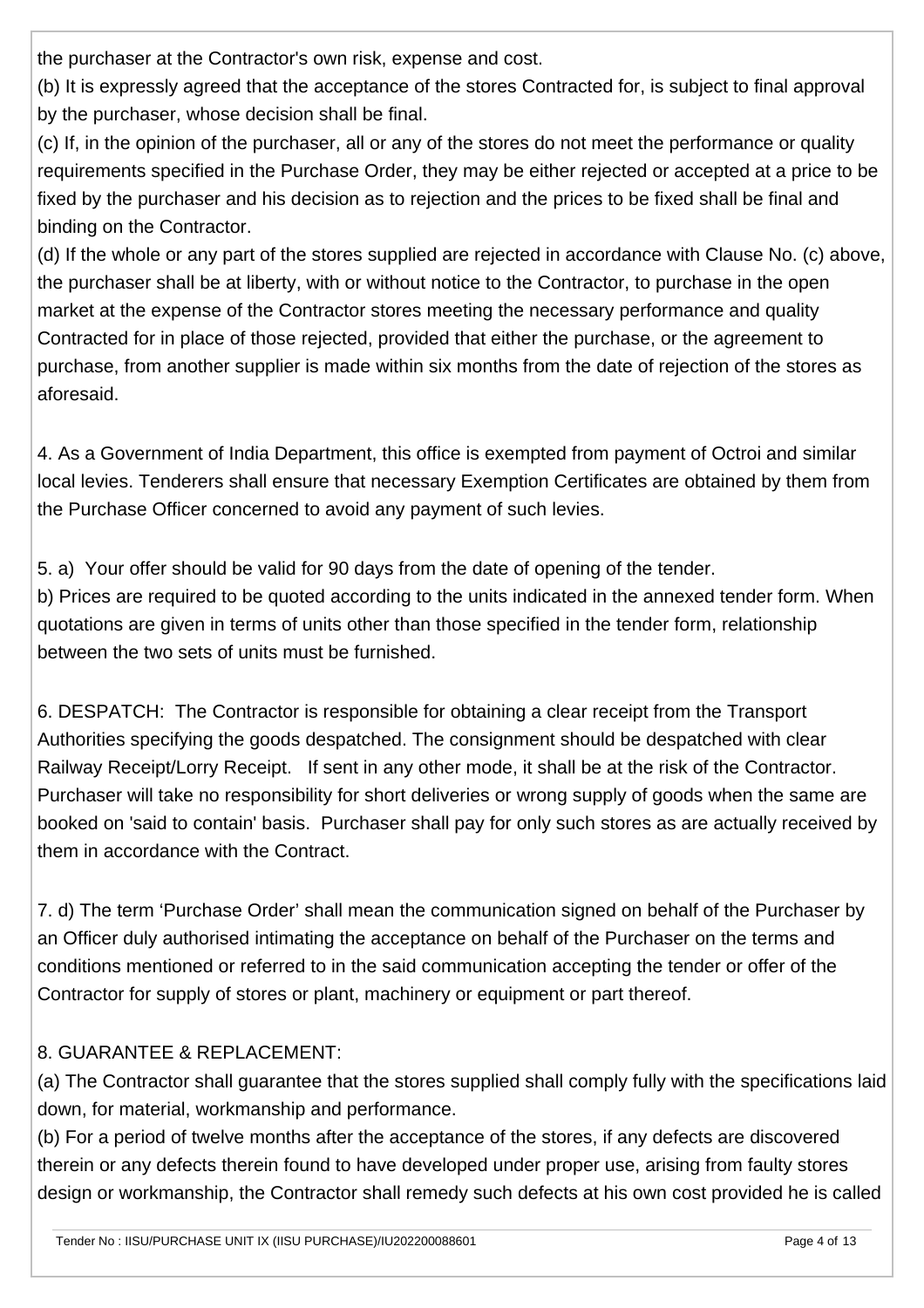the purchaser at the Contractor's own risk, expense and cost.

(b) It is expressly agreed that the acceptance of the stores Contracted for, is subject to final approval by the purchaser, whose decision shall be final.

(c) If, in the opinion of the purchaser, all or any of the stores do not meet the performance or quality requirements specified in the Purchase Order, they may be either rejected or accepted at a price to be fixed by the purchaser and his decision as to rejection and the prices to be fixed shall be final and binding on the Contractor.

(d) If the whole or any part of the stores supplied are rejected in accordance with Clause No. (c) above, the purchaser shall be at liberty, with or without notice to the Contractor, to purchase in the open market at the expense of the Contractor stores meeting the necessary performance and quality Contracted for in place of those rejected, provided that either the purchase, or the agreement to purchase, from another supplier is made within six months from the date of rejection of the stores as aforesaid.

4. As a Government of India Department, this office is exempted from payment of Octroi and similar local levies. Tenderers shall ensure that necessary Exemption Certificates are obtained by them from the Purchase Officer concerned to avoid any payment of such levies.

5. a) Your offer should be valid for 90 days from the date of opening of the tender.

b) Prices are required to be quoted according to the units indicated in the annexed tender form. When quotations are given in terms of units other than those specified in the tender form, relationship between the two sets of units must be furnished.

6. DESPATCH: The Contractor is responsible for obtaining a clear receipt from the Transport Authorities specifying the goods despatched. The consignment should be despatched with clear Railway Receipt/Lorry Receipt. If sent in any other mode, it shall be at the risk of the Contractor. Purchaser will take no responsibility for short deliveries or wrong supply of goods when the same are booked on 'said to contain' basis. Purchaser shall pay for only such stores as are actually received by them in accordance with the Contract.

7. d) The term 'Purchase Order' shall mean the communication signed on behalf of the Purchaser by an Officer duly authorised intimating the acceptance on behalf of the Purchaser on the terms and conditions mentioned or referred to in the said communication accepting the tender or offer of the Contractor for supply of stores or plant, machinery or equipment or part thereof.

8. GUARANTEE & REPLACEMENT:

(a) The Contractor shall guarantee that the stores supplied shall comply fully with the specifications laid down, for material, workmanship and performance.

(b) For a period of twelve months after the acceptance of the stores, if any defects are discovered therein or any defects therein found to have developed under proper use, arising from faulty stores design or workmanship, the Contractor shall remedy such defects at his own cost provided he is called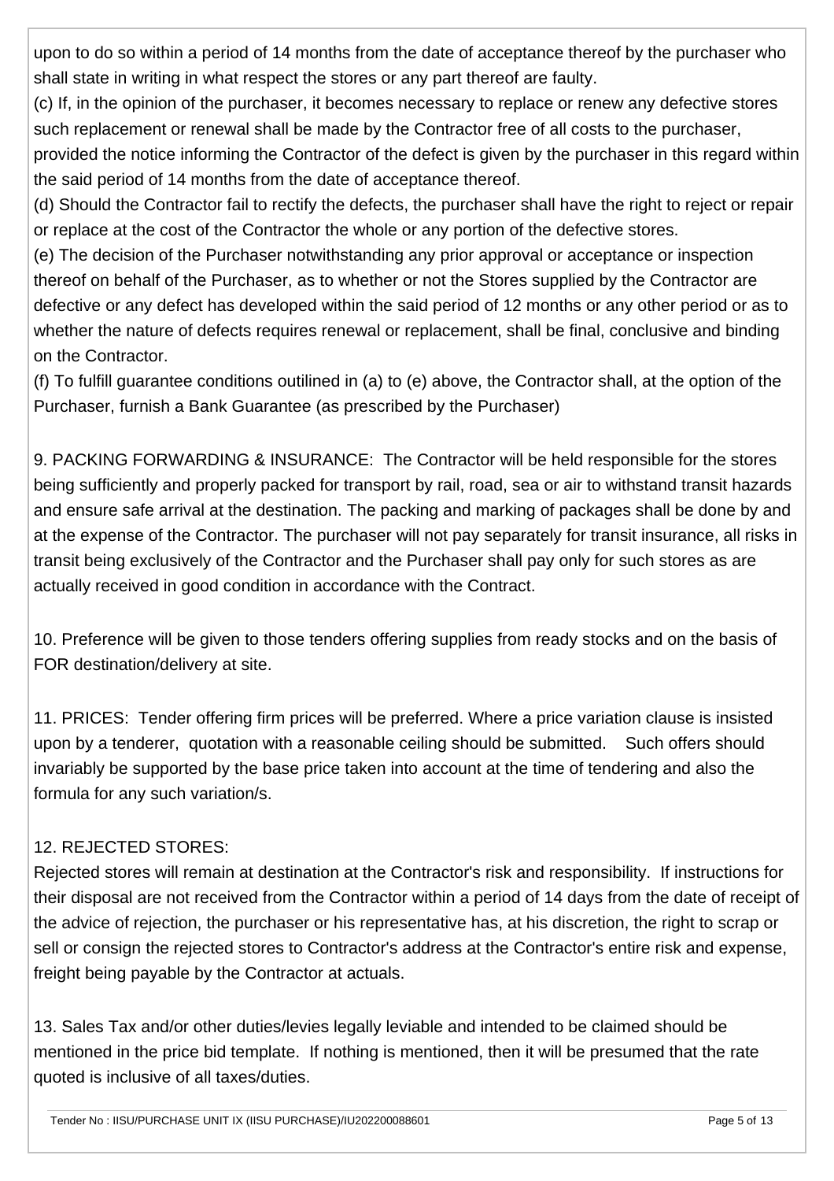upon to do so within a period of 14 months from the date of acceptance thereof by the purchaser who shall state in writing in what respect the stores or any part thereof are faulty.

(c) If, in the opinion of the purchaser, it becomes necessary to replace or renew any defective stores such replacement or renewal shall be made by the Contractor free of all costs to the purchaser, provided the notice informing the Contractor of the defect is given by the purchaser in this regard within the said period of 14 months from the date of acceptance thereof.

(d) Should the Contractor fail to rectify the defects, the purchaser shall have the right to reject or repair or replace at the cost of the Contractor the whole or any portion of the defective stores.

(e) The decision of the Purchaser notwithstanding any prior approval or acceptance or inspection thereof on behalf of the Purchaser, as to whether or not the Stores supplied by the Contractor are defective or any defect has developed within the said period of 12 months or any other period or as to whether the nature of defects requires renewal or replacement, shall be final, conclusive and binding on the Contractor.

(f) To fulfill guarantee conditions outilined in (a) to (e) above, the Contractor shall, at the option of the Purchaser, furnish a Bank Guarantee (as prescribed by the Purchaser)

9. PACKING FORWARDING & INSURANCE: The Contractor will be held responsible for the stores being sufficiently and properly packed for transport by rail, road, sea or air to withstand transit hazards and ensure safe arrival at the destination. The packing and marking of packages shall be done by and at the expense of the Contractor. The purchaser will not pay separately for transit insurance, all risks in transit being exclusively of the Contractor and the Purchaser shall pay only for such stores as are actually received in good condition in accordance with the Contract.

10. Preference will be given to those tenders offering supplies from ready stocks and on the basis of FOR destination/delivery at site.

11. PRICES: Tender offering firm prices will be preferred. Where a price variation clause is insisted upon by a tenderer, quotation with a reasonable ceiling should be submitted. Such offers should invariably be supported by the base price taken into account at the time of tendering and also the formula for any such variation/s.

12. REJECTED STORES:

Rejected stores will remain at destination at the Contractor's risk and responsibility. If instructions for their disposal are not received from the Contractor within a period of 14 days from the date of receipt of the advice of rejection, the purchaser or his representative has, at his discretion, the right to scrap or sell or consign the rejected stores to Contractor's address at the Contractor's entire risk and expense, freight being payable by the Contractor at actuals.

13. Sales Tax and/or other duties/levies legally leviable and intended to be claimed should be mentioned in the price bid template. If nothing is mentioned, then it will be presumed that the rate quoted is inclusive of all taxes/duties.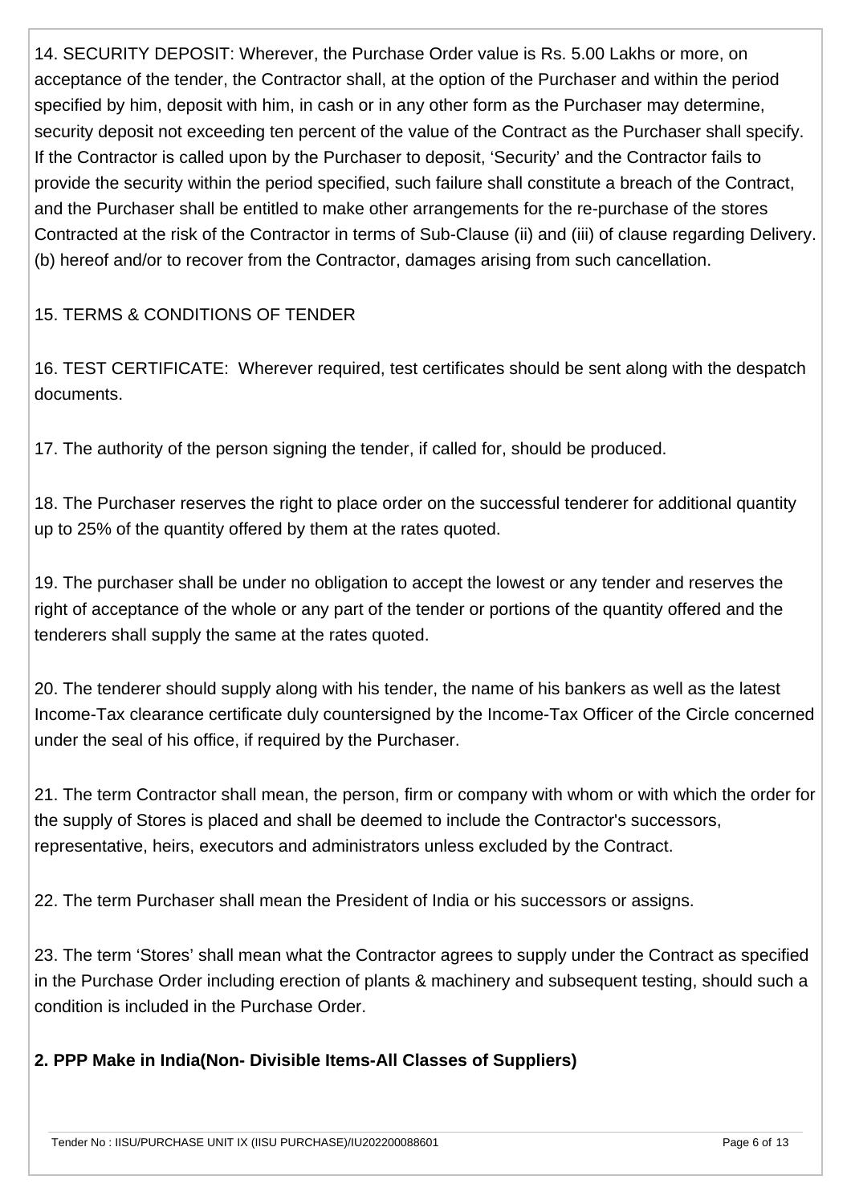14. SECURITY DEPOSIT: Wherever, the Purchase Order value is Rs. 5.00 Lakhs or more, on acceptance of the tender, the Contractor shall, at the option of the Purchaser and within the period specified by him, deposit with him, in cash or in any other form as the Purchaser may determine, security deposit not exceeding ten percent of the value of the Contract as the Purchaser shall specify. If the Contractor is called upon by the Purchaser to deposit, 'Security' and the Contractor fails to provide the security within the period specified, such failure shall constitute a breach of the Contract, and the Purchaser shall be entitled to make other arrangements for the re-purchase of the stores Contracted at the risk of the Contractor in terms of Sub-Clause (ii) and (iii) of clause regarding Delivery. (b) hereof and/or to recover from the Contractor, damages arising from such cancellation.

15. TERMS & CONDITIONS OF TENDER

16. TEST CERTIFICATE: Wherever required, test certificates should be sent along with the despatch documents.

17. The authority of the person signing the tender, if called for, should be produced.

18. The Purchaser reserves the right to place order on the successful tenderer for additional quantity up to 25% of the quantity offered by them at the rates quoted.

19. The purchaser shall be under no obligation to accept the lowest or any tender and reserves the right of acceptance of the whole or any part of the tender or portions of the quantity offered and the tenderers shall supply the same at the rates quoted.

20. The tenderer should supply along with his tender, the name of his bankers as well as the latest Income-Tax clearance certificate duly countersigned by the Income-Tax Officer of the Circle concerned under the seal of his office, if required by the Purchaser.

21. The term Contractor shall mean, the person, firm or company with whom or with which the order for the supply of Stores is placed and shall be deemed to include the Contractor's successors, representative, heirs, executors and administrators unless excluded by the Contract.

22. The term Purchaser shall mean the President of India or his successors or assigns.

23. The term 'Stores' shall mean what the Contractor agrees to supply under the Contract as specified in the Purchase Order including erection of plants & machinery and subsequent testing, should such a condition is included in the Purchase Order.

**2. PPP Make in India(Non- Divisible Items-All Classes of Suppliers)**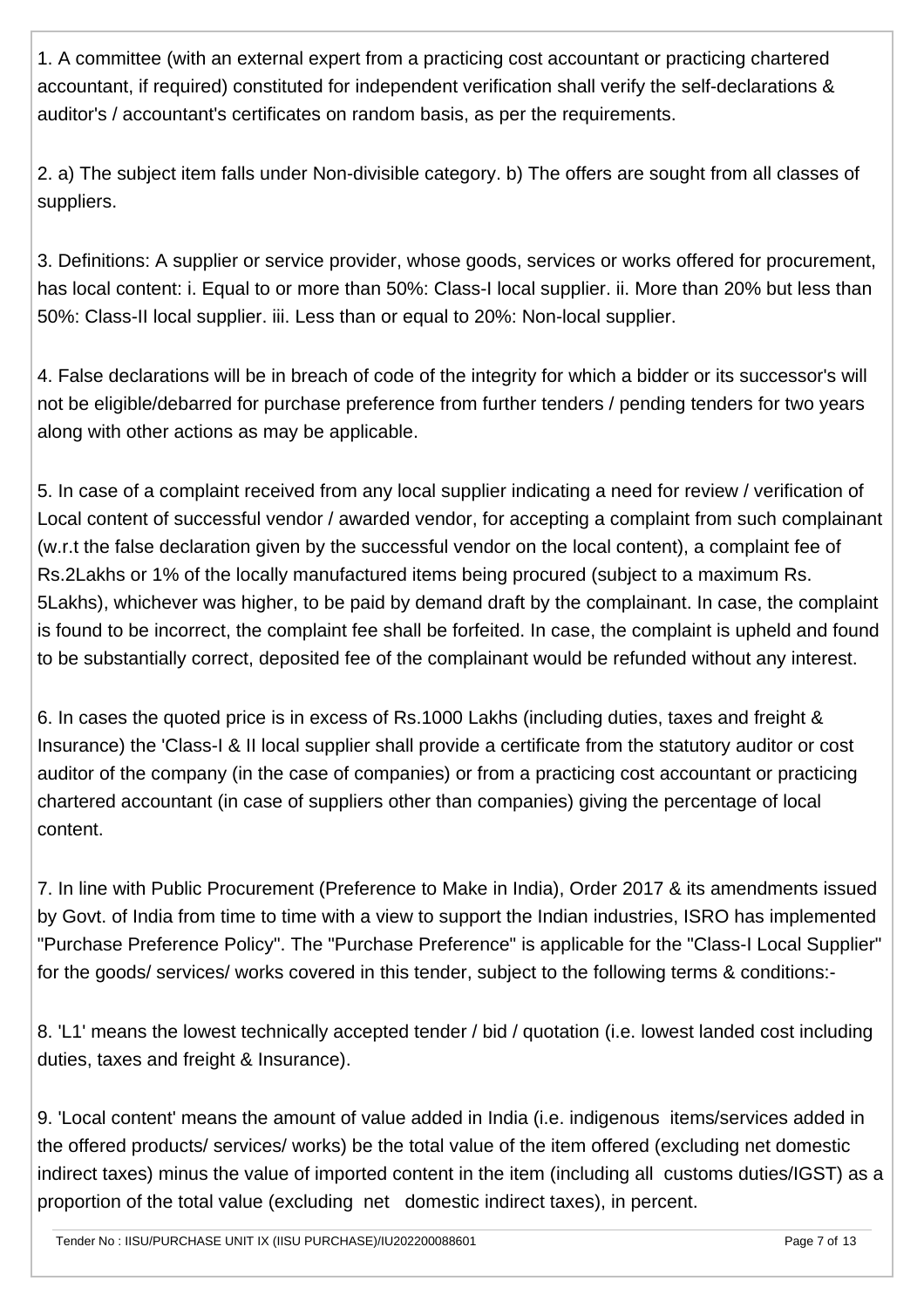1. A committee (with an external expert from a practicing cost accountant or practicing chartered accountant, if required) constituted for independent verification shall verify the self-declarations & auditor's / accountant's certificates on random basis, as per the requirements.

2. a) The subject item falls under Non-divisible category. b) The offers are sought from all classes of suppliers.

3. Definitions: A supplier or service provider, whose goods, services or works offered for procurement, has local content: i. Equal to or more than 50%: Class-I local supplier. ii. More than 20% but less than 50%: Class-II local supplier. iii. Less than or equal to 20%: Non-local supplier.

4. False declarations will be in breach of code of the integrity for which a bidder or its successor's will not be eligible/debarred for purchase preference from further tenders / pending tenders for two years along with other actions as may be applicable.

5. In case of a complaint received from any local supplier indicating a need for review / verification of Local content of successful vendor / awarded vendor, for accepting a complaint from such complainant (w.r.t the false declaration given by the successful vendor on the local content), a complaint fee of Rs.2Lakhs or 1% of the locally manufactured items being procured (subject to a maximum Rs. 5Lakhs), whichever was higher, to be paid by demand draft by the complainant. In case, the complaint is found to be incorrect, the complaint fee shall be forfeited. In case, the complaint is upheld and found to be substantially correct, deposited fee of the complainant would be refunded without any interest.

6. In cases the quoted price is in excess of Rs.1000 Lakhs (including duties, taxes and freight & Insurance) the 'Class-I & II local supplier shall provide a certificate from the statutory auditor or cost auditor of the company (in the case of companies) or from a practicing cost accountant or practicing chartered accountant (in case of suppliers other than companies) giving the percentage of local content.

7. In line with Public Procurement (Preference to Make in India), Order 2017 & its amendments issued by Govt. of India from time to time with a view to support the Indian industries, ISRO has implemented "Purchase Preference Policy". The "Purchase Preference" is applicable for the "Class-I Local Supplier" for the goods/ services/ works covered in this tender, subject to the following terms & conditions:-

8. 'L1' means the lowest technically accepted tender / bid / quotation (i.e. lowest landed cost including duties, taxes and freight & Insurance).

9. 'Local content' means the amount of value added in India (i.e. indigenous items/services added in the offered products/ services/ works) be the total value of the item offered (excluding net domestic indirect taxes) minus the value of imported content in the item (including all customs duties/IGST) as a proportion of the total value (excluding net domestic indirect taxes), in percent.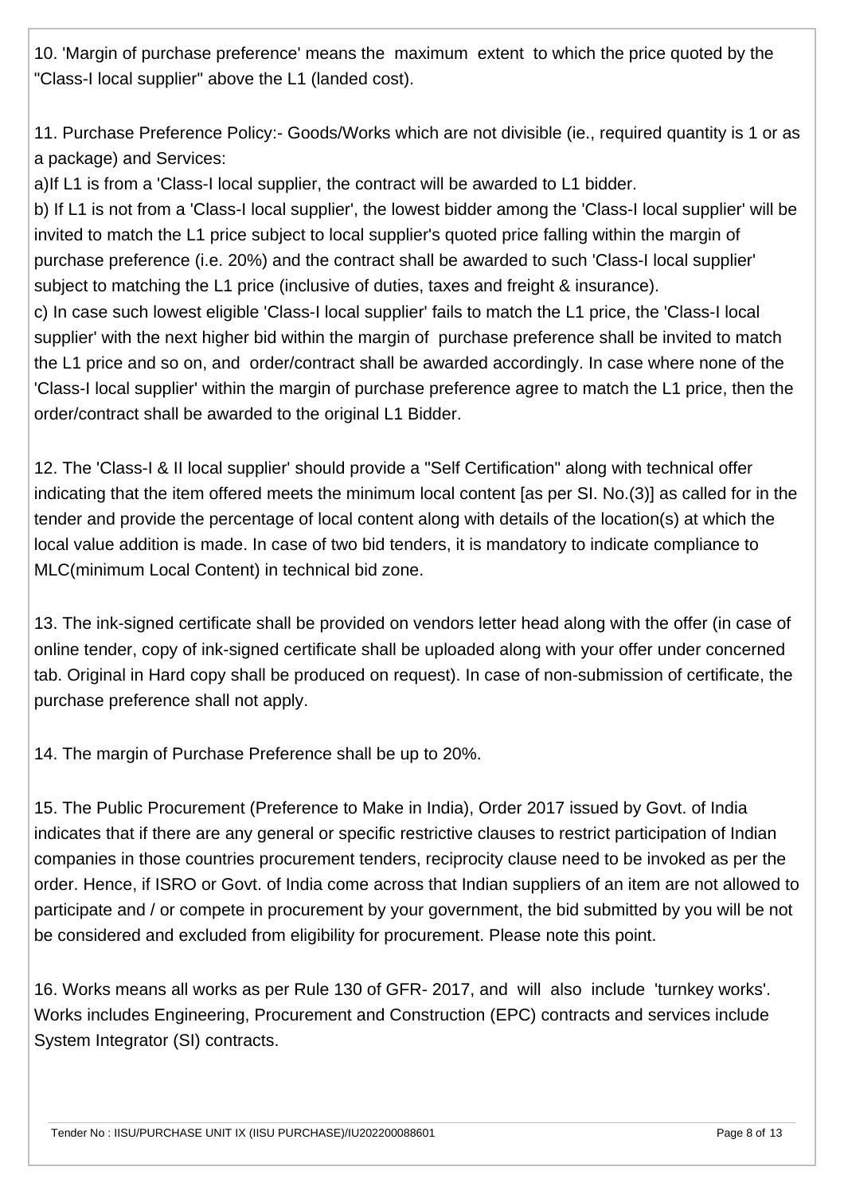10. 'Margin of purchase preference' means the maximum extent to which the price quoted by the "Class-I local supplier" above the L1 (landed cost).

11. Purchase Preference Policy:- Goods/Works which are not divisible (ie., required quantity is 1 or as a package) and Services:

a)If L1 is from a 'Class-I local supplier, the contract will be awarded to L1 bidder.

b) If L1 is not from a 'Class-I local supplier', the lowest bidder among the 'Class-I local supplier' will be invited to match the L1 price subject to local supplier's quoted price falling within the margin of purchase preference (i.e. 20%) and the contract shall be awarded to such 'Class-I local supplier' subject to matching the L1 price (inclusive of duties, taxes and freight & insurance).

c) In case such lowest eligible 'Class-I local supplier' fails to match the L1 price, the 'Class-I local supplier' with the next higher bid within the margin of purchase preference shall be invited to match the L1 price and so on, and order/contract shall be awarded accordingly. In case where none of the 'Class-I local supplier' within the margin of purchase preference agree to match the L1 price, then the order/contract shall be awarded to the original L1 Bidder.

12. The 'Class-I & II local supplier' should provide a "Self Certification" along with technical offer indicating that the item offered meets the minimum local content [as per SI. No.(3)] as called for in the tender and provide the percentage of local content along with details of the location(s) at which the local value addition is made. In case of two bid tenders, it is mandatory to indicate compliance to MLC(minimum Local Content) in technical bid zone.

13. The ink-signed certificate shall be provided on vendors letter head along with the offer (in case of online tender, copy of ink-signed certificate shall be uploaded along with your offer under concerned tab. Original in Hard copy shall be produced on request). In case of non-submission of certificate, the purchase preference shall not apply.

14. The margin of Purchase Preference shall be up to 20%.

15. The Public Procurement (Preference to Make in India), Order 2017 issued by Govt. of India indicates that if there are any general or specific restrictive clauses to restrict participation of Indian companies in those countries procurement tenders, reciprocity clause need to be invoked as per the order. Hence, if ISRO or Govt. of India come across that Indian suppliers of an item are not allowed to participate and / or compete in procurement by your government, the bid submitted by you will be not be considered and excluded from eligibility for procurement. Please note this point.

16. Works means all works as per Rule 130 of GFR- 2017, and will also include 'turnkey works'. Works includes Engineering, Procurement and Construction (EPC) contracts and services include System Integrator (SI) contracts.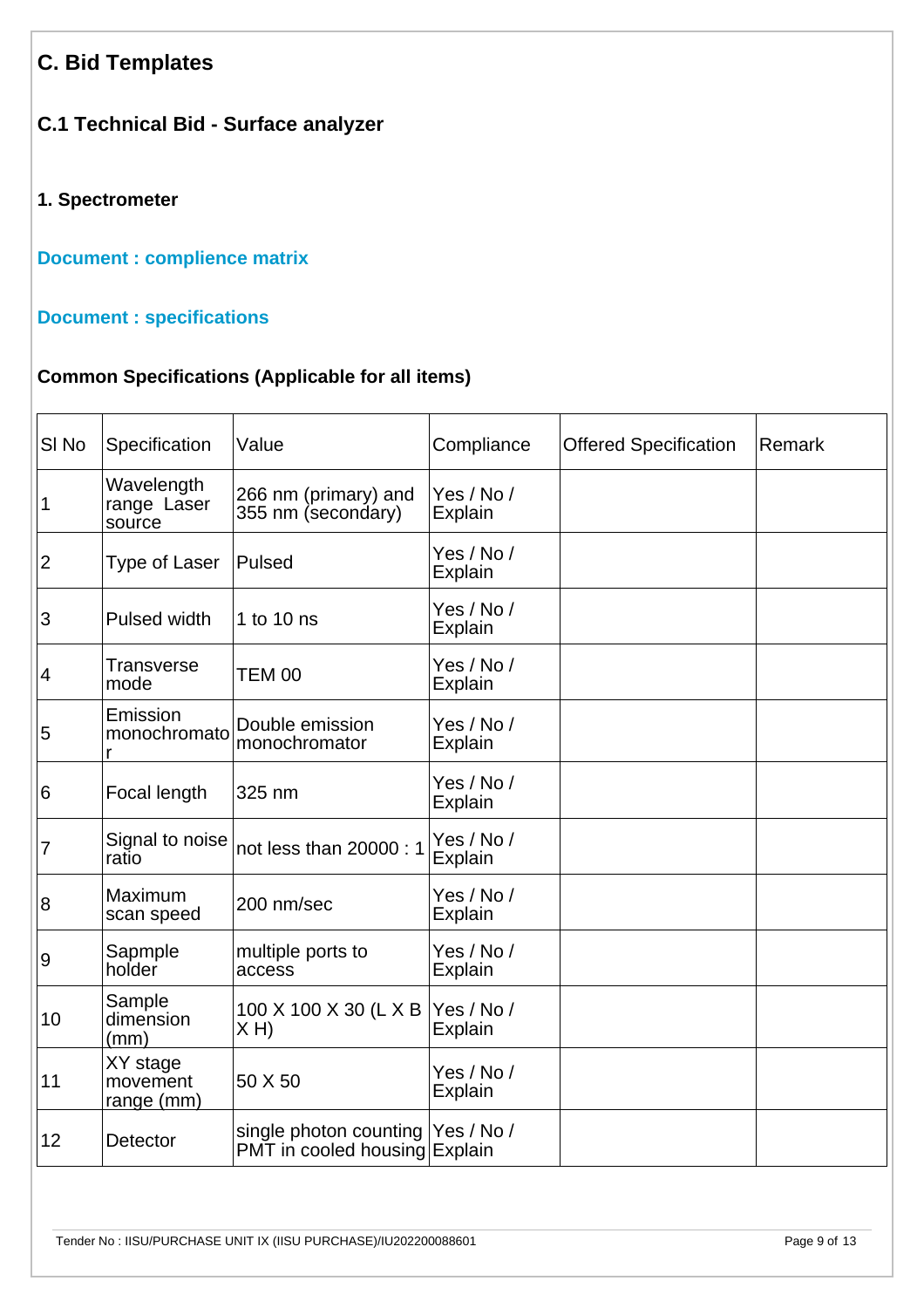## C. Bid Templates

### C.1 Technical Bid - Surface analyzer

#### 1. Spectrometer

**Document : complience matrix**

**Document : specifications**

**Common Specifications (Applicable for all items)**

| Sl No | Specification | Value | Compliance | Offered Specification | Remark |
|---|---|---|---|---|---|
| 1 | Wavelength range Laser source | 266 nm (primary) and 355 nm (secondary) | Yes / No / Explain | | |
| 2 | Type of Laser | Pulsed | Yes / No / Explain | | |
| 3 | Pulsed width | 1 to 10 ns | Yes / No / Explain | | |
| 4 | Transverse mode | TEM 00 | Yes / No / Explain | | |
| 5 | Emission monochromator | Double emission monochromator | Yes / No / Explain | | |
| 6 | Focal length | 325 nm | Yes / No / Explain | | |
| 7 | Signal to noise ratio | not less than 20000 : 1 | Yes / No / Explain | | |
| 8 | Maximum scan speed | 200 nm/sec | Yes / No / Explain | | |
| 9 | Sapmple holder | multiple ports to access | Yes / No / Explain | | |
| 10 | Sample dimension (mm) | 100 X 100 X 30 (L X B X H) | Yes / No / Explain | | |
| 11 | XY stage movement range (mm) | 50 X 50 | Yes / No / Explain | | |
| 12 | Detector | single photon counting PMT in cooled housing | Yes / No / Explain | | |

Tender No : IISU/PURCHASE UNIT IX (IISU PURCHASE)/IU202200088601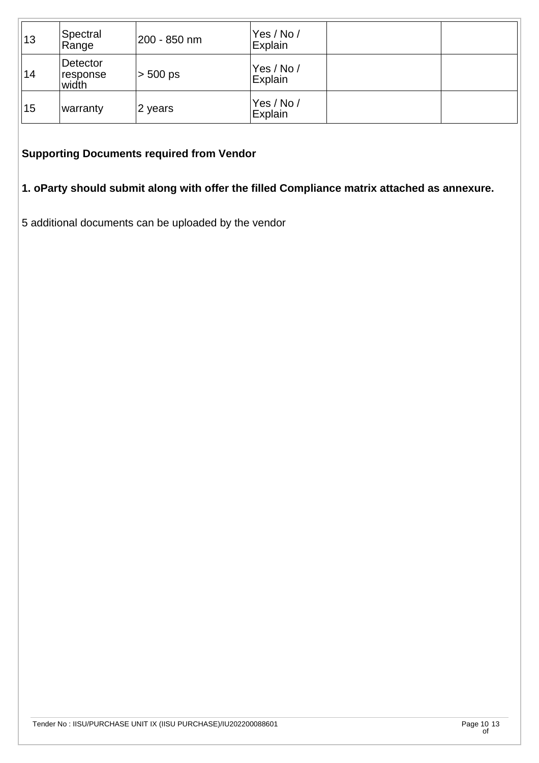| | | | | | |
|---|---|---|---|---|---|
| 13 | Spectral Range | 200 - 850 nm | Yes / No / Explain | | |
| 14 | Detector response width | > 500 ps | Yes / No / Explain | | |
| 15 | warranty | 2 years | Yes / No / Explain | | |

**Supporting Documents required from Vendor**

**1. oParty should submit along with offer the filled Compliance matrix attached as annexure.**

5 additional documents can be uploaded by the vendor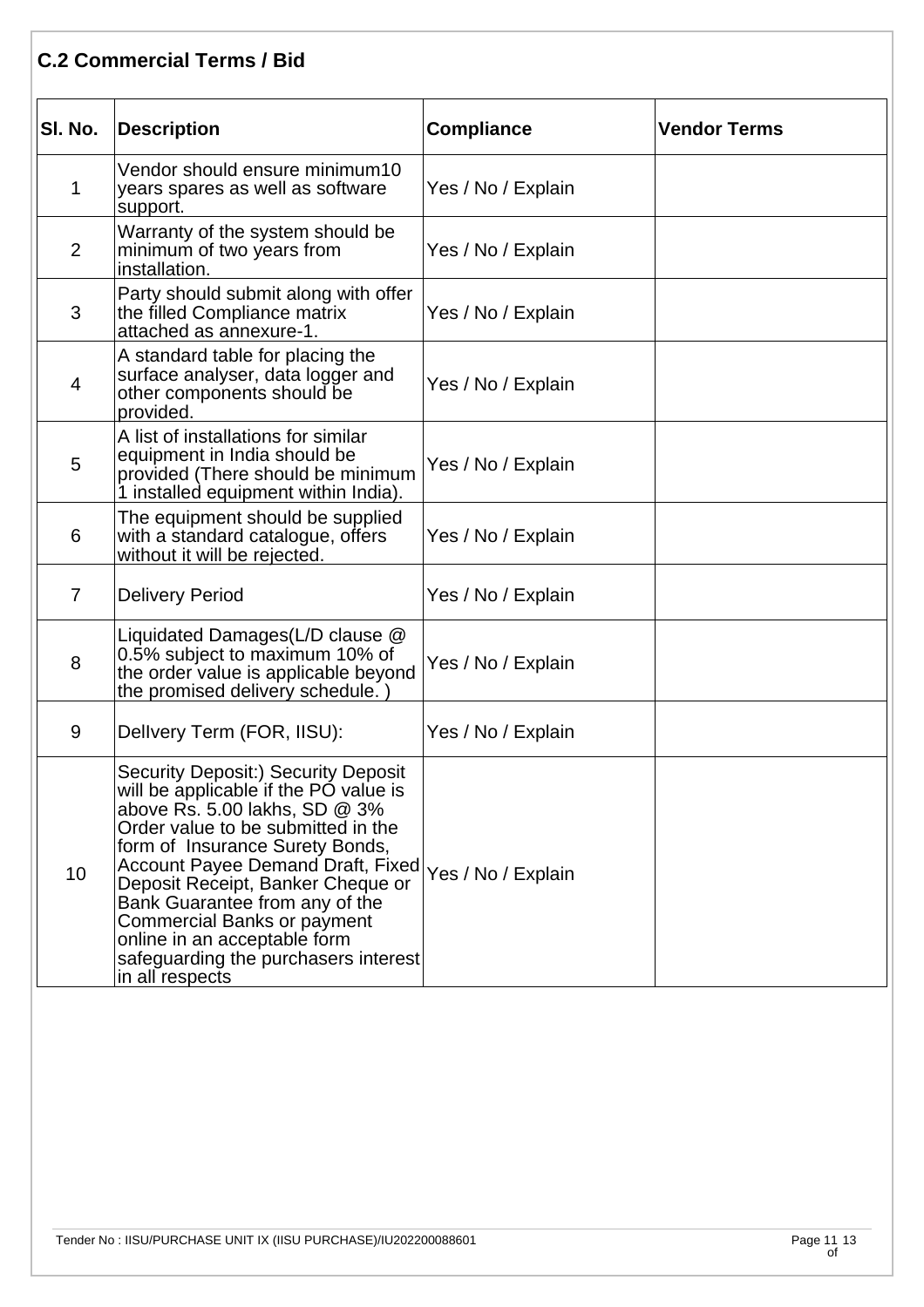## C.2 Commercial Terms / Bid

| Sl. No. | Description | Compliance | Vendor Terms |
|---|---|---|---|
| 1 | Vendor should ensure minimum10 years spares as well as software support. | Yes / No / Explain | |
| 2 | Warranty of the system should be minimum of two years from installation. | Yes / No / Explain | |
| 3 | Party should submit along with offer the filled Compliance matrix attached as annexure-1. | Yes / No / Explain | |
| 4 | A standard table for placing the surface analyser, data logger and other components should be provided. | Yes / No / Explain | |
| 5 | A list of installations for similar equipment in India should be provided (There should be minimum 1 installed equipment within India). | Yes / No / Explain | |
| 6 | The equipment should be supplied with a standard catalogue, offers without it will be rejected. | Yes / No / Explain | |
| 7 | Delivery Period | Yes / No / Explain | |
| 8 | Liquidated Damages(L/D clause @ 0.5% subject to maximum 10% of the order value is applicable beyond the promised delivery schedule. ) | Yes / No / Explain | |
| 9 | DelIvery Term (FOR, IISU): | Yes / No / Explain | |
| 10 | Security Deposit:) Security Deposit will be applicable if the PO value is above Rs. 5.00 lakhs, SD @ 3% Order value to be submitted in the form of Insurance Surety Bonds, Account Payee Demand Draft, Fixed Deposit Receipt, Banker Cheque or Bank Guarantee from any of the Commercial Banks or payment online in an acceptable form safeguarding the purchasers interest in all respects | Yes / No / Explain | |

Tender No : IISU/PURCHASE UNIT IX (IISU PURCHASE)/IU202200088601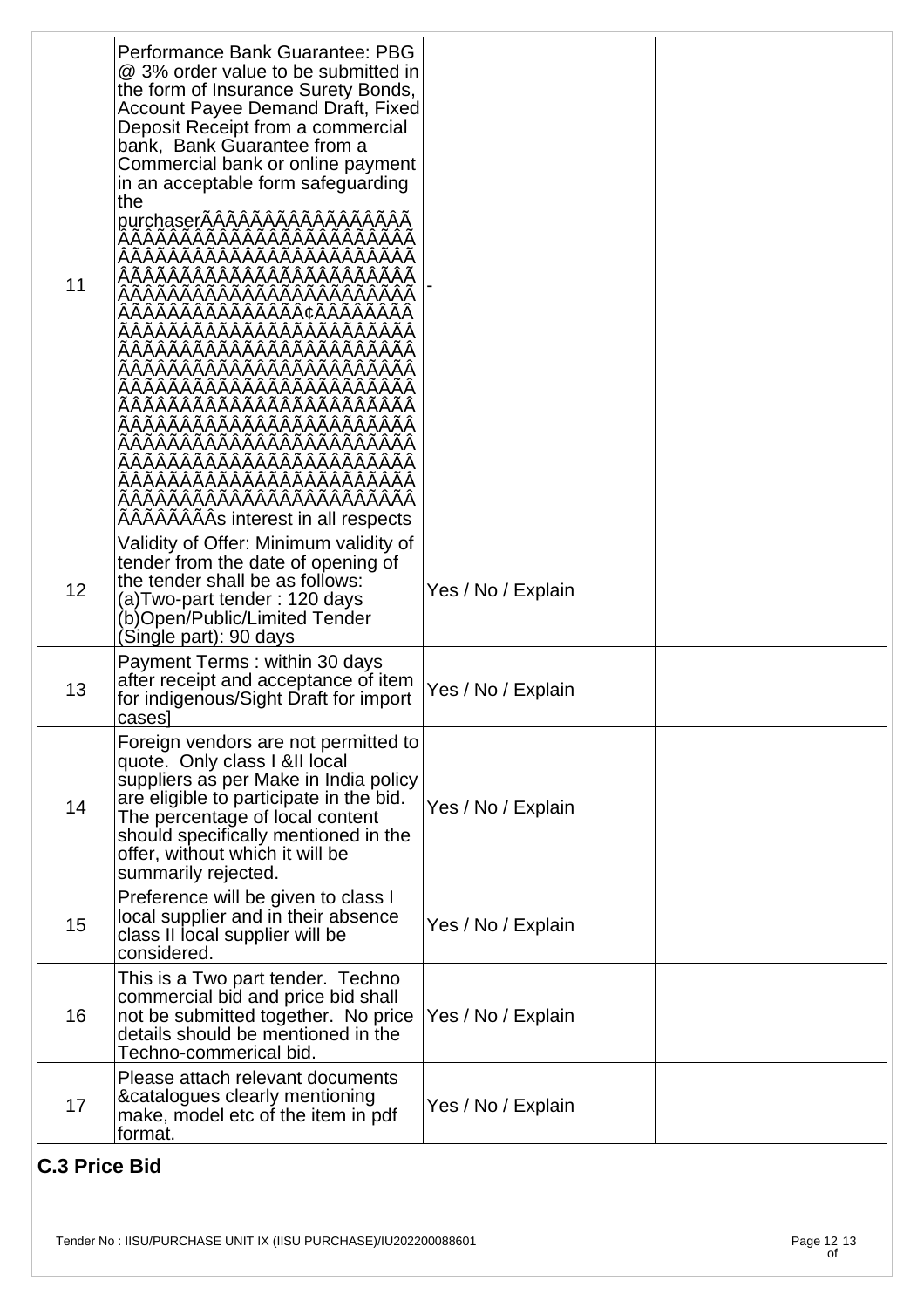| | | | |
|---|---|---|---|
| 11 | Performance Bank Guarantee: PBG @ 3% order value to be submitted in the form of Insurance Surety Bonds, Account Payee Demand Draft, Fixed Deposit Receipt from a commercial bank, Bank Guarantee from a Commercial bank or online payment in an acceptable form safeguarding the purchaserÃÂÃÂÃÂÃÂÃÂÃÂÃÂÃÂÃÂÃÂÃÂÃÂÃÂÃÂÃÂÃÂÃÂÃÂÃÂÃÂÃÂÃÂÃÂÃÂÃÂÃÂÃÂÃÂÃÂÃÂÃÂÃÂÃÂÃÂÃÂÃÂÃÂÃÂÃÂÃÂÃÂÃÂÃÂÃÂÃÂÃÂÃÂÃÂÃÂÃÂÃÂÃÂÃÂÃÂÃÂÃÂÃÂÃÂÃÂÃÂÃÂÃÂÃÂÃÂÃÂÃÂÃÂÃ¢ÃÂÃÂÃÂÃÂÃÂÃÂÃÂÃÂÃÂÃÂÃÂÃÂÃÂÃÂÃÂÃÂÃÂÃÂÃÂÃÂÃÂÃÂÃÂÃÂÃÂÃÂÃÂÃÂÃÂÃÂÃÂÃÂÃÂÃÂÃÂÃÂÃÂÃÂÃÂÃÂÃÂÃÂÃÂÃÂÃÂÃÂÃÂÃÂÃÂÃÂÃÂÃÂÃÂÃÂÃÂÃÂÃÂÃÂÃÂÃÂÃÂÃÂÃÂÃÂÃÂÃÂÃÂÃÂÃÂÃÂÃÂÃÂÃÂÃÂÃÂÃÂÃÂÃÂÃÂÃÂÃÂÃÂÃÂÃÂÃÂÃÂÃÂÃÂÃÂÃÂÃÂÃÂÃÂÃÂÃÂÃÂÃÂÃÂÃÂÃÂÃÂÃÂÃÂÃÂÃÂÃÂÃÂÃÂÃÂÃÂÃÂÃÂÃÂÃÂÃÂÃÂÃÂÃÂÃÂÃÂÃÂÃÂÃÂÃÂÃÂÃÂÃÂÃÂÃÂÃÂÃÂÃÂÃÂÃÂÃÂÃÂÃÂÃÂÃÂÃÂÃÂÃÂÃÂÃÂÃÂÃÂÃÂÃÂÃÂÃÂÃÂÃÂÃÂÃÂÃÂÃÂÃÂÂs interest in all respects | - | |
| 12 | Validity of Offer: Minimum validity of tender from the date of opening of the tender shall be as follows: (a)Two-part tender : 120 days (b)Open/Public/Limited Tender (Single part): 90 days | Yes / No / Explain | |
| 13 | Payment Terms : within 30 days after receipt and acceptance of item for indigenous/Sight Draft for import cases] | Yes / No / Explain | |
| 14 | Foreign vendors are not permitted to quote. Only class I &II local suppliers as per Make in India policy are eligible to participate in the bid. The percentage of local content should specifically mentioned in the offer, without which it will be summarily rejected. | Yes / No / Explain | |
| 15 | Preference will be given to class I local supplier and in their absence class II local supplier will be considered. | Yes / No / Explain | |
| 16 | This is a Two part tender. Techno commercial bid and price bid shall not be submitted together. No price details should be mentioned in the Techno-commerical bid. | Yes / No / Explain | |
| 17 | Please attach relevant documents &catalogues clearly mentioning make, model etc of the item in pdf format. | Yes / No / Explain | |

## C.3 Price Bid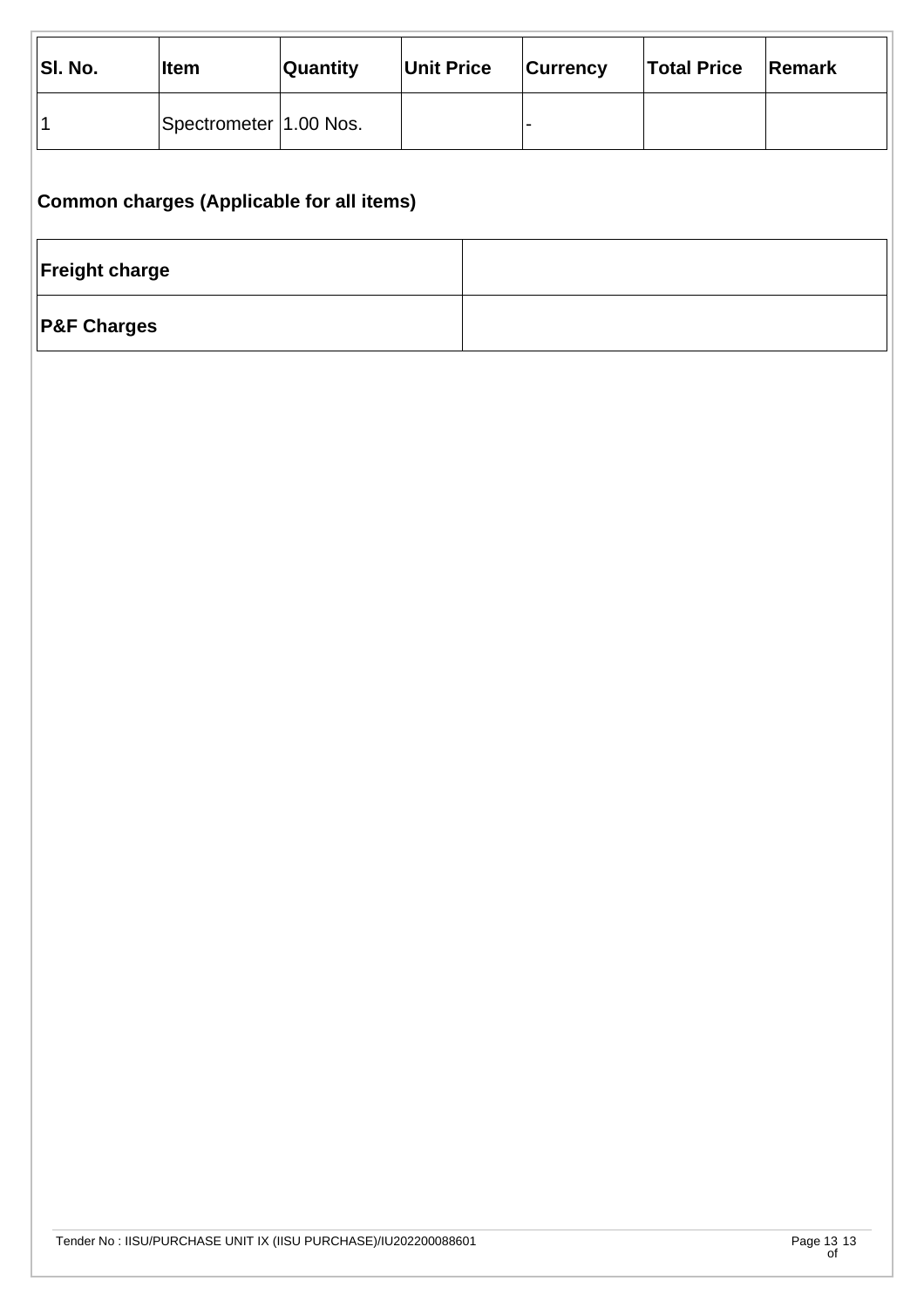| Sl. No. | Item | Quantity | Unit Price | Currency | Total Price | Remark |
|---|---|---|---|---|---|---|
| 1 | Spectrometer | 1.00 Nos. | | - | | |

**Common charges (Applicable for all items)**

| | |
|---|---|
| **Freight charge** | |
| **P&F Charges** | |